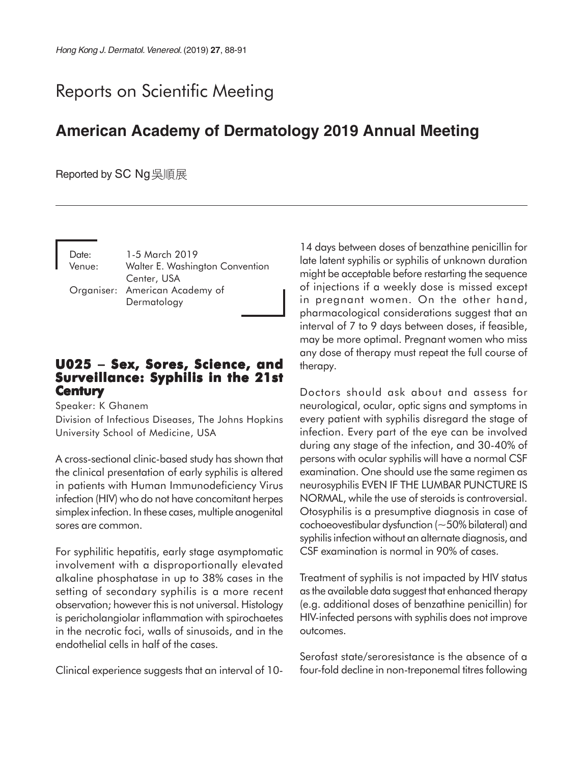# Reports on Scientific Meeting

## American Academy of Dermatology 2019 Annual Meeting

Reported by SC Ng吳順展

Date: 1-5 March 2019
Venue: Walter E. Washington Convention Center, USA
Organiser: American Academy of Dermatology

### U025 – Sex, Sores, Science, and Surveillance: Syphilis in the 21st Century

Speaker: K Ghanem
Division of Infectious Diseases, The Johns Hopkins University School of Medicine, USA

A cross-sectional clinic-based study has shown that the clinical presentation of early syphilis is altered in patients with Human Immunodeficiency Virus infection (HIV) who do not have concomitant herpes simplex infection. In these cases, multiple anogenital sores are common.

For syphilitic hepatitis, early stage asymptomatic involvement with a disproportionally elevated alkaline phosphatase in up to 38% cases in the setting of secondary syphilis is a more recent observation; however this is not universal. Histology is pericholangiolar inflammation with spirochaetes in the necrotic foci, walls of sinusoids, and in the endothelial cells in half of the cases.

Clinical experience suggests that an interval of 10-14 days between doses of benzathine penicillin for late latent syphilis or syphilis of unknown duration might be acceptable before restarting the sequence of injections if a weekly dose is missed except in pregnant women. On the other hand, pharmacological considerations suggest that an interval of 7 to 9 days between doses, if feasible, may be more optimal. Pregnant women who miss any dose of therapy must repeat the full course of therapy.

Doctors should ask about and assess for neurological, ocular, optic signs and symptoms in every patient with syphilis disregard the stage of infection. Every part of the eye can be involved during any stage of the infection, and 30-40% of persons with ocular syphilis will have a normal CSF examination. One should use the same regimen as neurosyphilis EVEN IF THE LUMBAR PUNCTURE IS NORMAL, while the use of steroids is controversial. Otosyphilis is a presumptive diagnosis in case of cochoeovestibular dysfunction (~50% bilateral) and syphilis infection without an alternate diagnosis, and CSF examination is normal in 90% of cases.

Treatment of syphilis is not impacted by HIV status as the available data suggest that enhanced therapy (e.g. additional doses of benzathine penicillin) for HIV-infected persons with syphilis does not improve outcomes.

Serofast state/seroresistance is the absence of a four-fold decline in non-treponemal titres following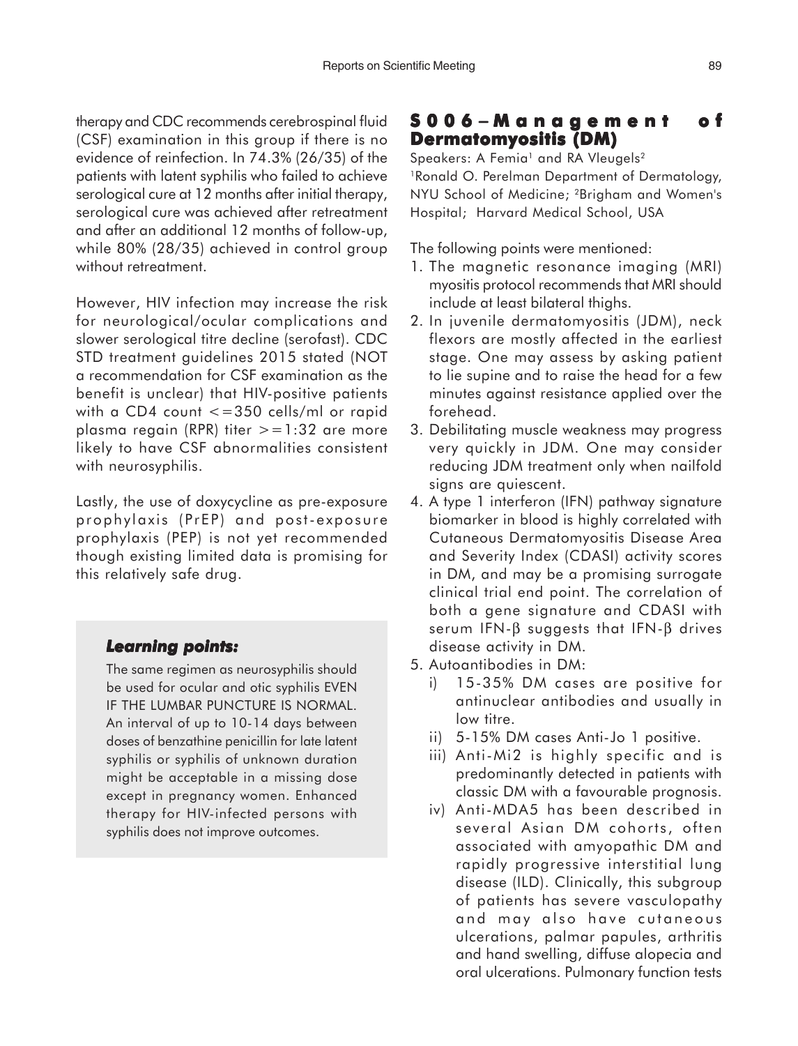therapy and CDC recommends cerebrospinal fluid (CSF) examination in this group if there is no evidence of reinfection. In 74.3% (26/35) of the patients with latent syphilis who failed to achieve serological cure at 12 months after initial therapy, serological cure was achieved after retreatment and after an additional 12 months of follow-up, while 80% (28/35) achieved in control group without retreatment.

However, HIV infection may increase the risk for neurological/ocular complications and slower serological titre decline (serofast). CDC STD treatment guidelines 2015 stated (NOT a recommendation for CSF examination as the benefit is unclear) that HIV-positive patients with a CD4 count <=350 cells/ml or rapid plasma regain (RPR) titer >=1:32 are more likely to have CSF abnormalities consistent with neurosyphilis.

Lastly, the use of doxycycline as pre-exposure prophylaxis (PrEP) and post-exposure prophylaxis (PEP) is not yet recommended though existing limited data is promising for this relatively safe drug.

***Learning points:***

The same regimen as neurosyphilis should be used for ocular and otic syphilis EVEN IF THE LUMBAR PUNCTURE IS NORMAL. An interval of up to 10-14 days between doses of benzathine penicillin for late latent syphilis or syphilis of unknown duration might be acceptable in a missing dose except in pregnancy women. Enhanced therapy for HIV-infected persons with syphilis does not improve outcomes.

## S006 – Management of Dermatomyositis (DM)

Speakers: A Femia[1] and RA Vleugels[2]

[1]Ronald O. Perelman Department of Dermatology, NYU School of Medicine; [2]Brigham and Women's Hospital; Harvard Medical School, USA

The following points were mentioned:

1. The magnetic resonance imaging (MRI) myositis protocol recommends that MRI should include at least bilateral thighs.
2. In juvenile dermatomyositis (JDM), neck flexors are mostly affected in the earliest stage. One may assess by asking patient to lie supine and to raise the head for a few minutes against resistance applied over the forehead.
3. Debilitating muscle weakness may progress very quickly in JDM. One may consider reducing JDM treatment only when nailfold signs are quiescent.
4. A type 1 interferon (IFN) pathway signature biomarker in blood is highly correlated with Cutaneous Dermatomyositis Disease Area and Severity Index (CDASI) activity scores in DM, and may be a promising surrogate clinical trial end point. The correlation of both a gene signature and CDASI with serum IFN-β suggests that IFN-β drives disease activity in DM.
5. Autoantibodies in DM:
   i) 15-35% DM cases are positive for antinuclear antibodies and usually in low titre.
   ii) 5-15% DM cases Anti-Jo 1 positive.
   iii) Anti-Mi2 is highly specific and is predominantly detected in patients with classic DM with a favourable prognosis.
   iv) Anti-MDA5 has been described in several Asian DM cohorts, often associated with amyopathic DM and rapidly progressive interstitial lung disease (ILD). Clinically, this subgroup of patients has severe vasculopathy and may also have cutaneous ulcerations, palmar papules, arthritis and hand swelling, diffuse alopecia and oral ulcerations. Pulmonary function tests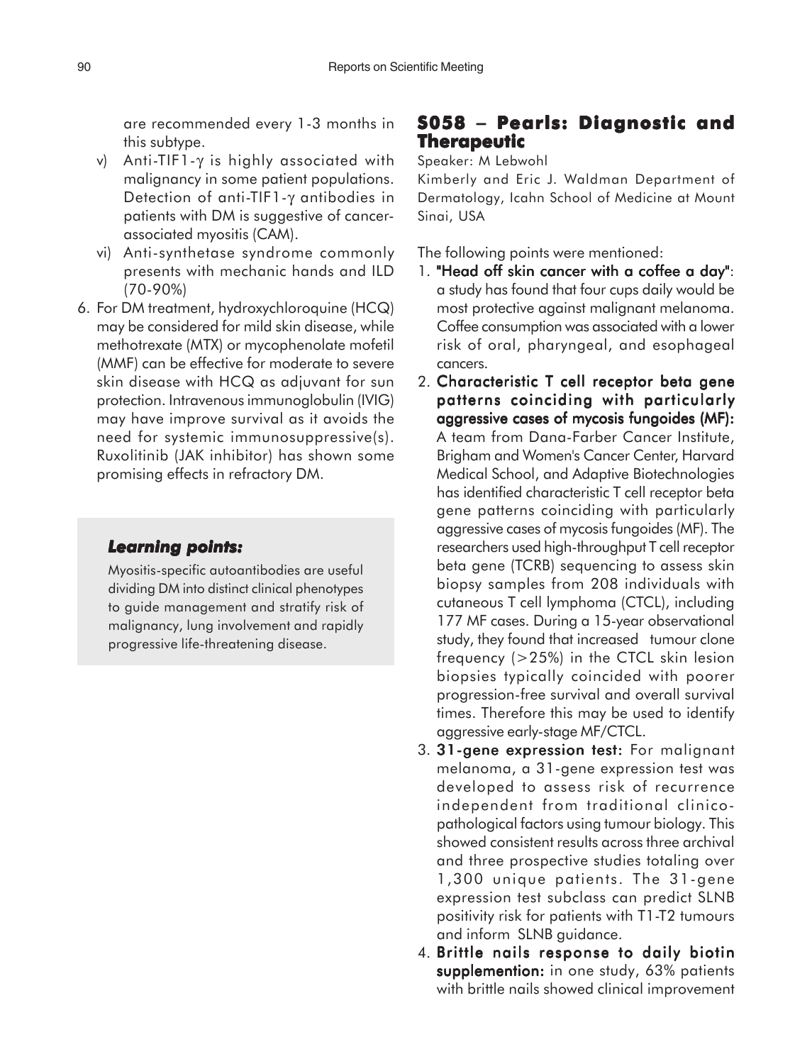are recommended every 1-3 months in this subtype.

v) Anti-TIF1-γ is highly associated with malignancy in some patient populations. Detection of anti-TIF1-γ antibodies in patients with DM is suggestive of cancer-associated myositis (CAM).

vi) Anti-synthetase syndrome commonly presents with mechanic hands and ILD (70-90%)

6. For DM treatment, hydroxychloroquine (HCQ) may be considered for mild skin disease, while methotrexate (MTX) or mycophenolate mofetil (MMF) can be effective for moderate to severe skin disease with HCQ as adjuvant for sun protection. Intravenous immunoglobulin (IVIG) may have improve survival as it avoids the need for systemic immunosuppressive(s). Ruxolitinib (JAK inhibitor) has shown some promising effects in refractory DM.

> ***Learning points:***
>
> Myositis-specific autoantibodies are useful dividing DM into distinct clinical phenotypes to guide management and stratify risk of malignancy, lung involvement and rapidly progressive life-threatening disease.

## S058 – Pearls: Diagnostic and Therapeutic

Speaker: M Lebwohl

Kimberly and Eric J. Waldman Department of Dermatology, Icahn School of Medicine at Mount Sinai, USA

The following points were mentioned:

1. **"Head off skin cancer with a coffee a day"**: a study has found that four cups daily would be most protective against malignant melanoma. Coffee consumption was associated with a lower risk of oral, pharyngeal, and esophageal cancers.
2. **Characteristic T cell receptor beta gene patterns coinciding with particularly aggressive cases of mycosis fungoides (MF):** A team from Dana-Farber Cancer Institute, Brigham and Women's Cancer Center, Harvard Medical School, and Adaptive Biotechnologies has identified characteristic T cell receptor beta gene patterns coinciding with particularly aggressive cases of mycosis fungoides (MF). The researchers used high-throughput T cell receptor beta gene (TCRB) sequencing to assess skin biopsy samples from 208 individuals with cutaneous T cell lymphoma (CTCL), including 177 MF cases. During a 15-year observational study, they found that increased tumour clone frequency (>25%) in the CTCL skin lesion biopsies typically coincided with poorer progression-free survival and overall survival times. Therefore this may be used to identify aggressive early-stage MF/CTCL.
3. **31-gene expression test:** For malignant melanoma, a 31-gene expression test was developed to assess risk of recurrence independent from traditional clinico-pathological factors using tumour biology. This showed consistent results across three archival and three prospective studies totaling over 1,300 unique patients. The 31-gene expression test subclass can predict SLNB positivity risk for patients with T1-T2 tumours and inform SLNB guidance.
4. **Brittle nails response to daily biotin supplemention:** in one study, 63% patients with brittle nails showed clinical improvement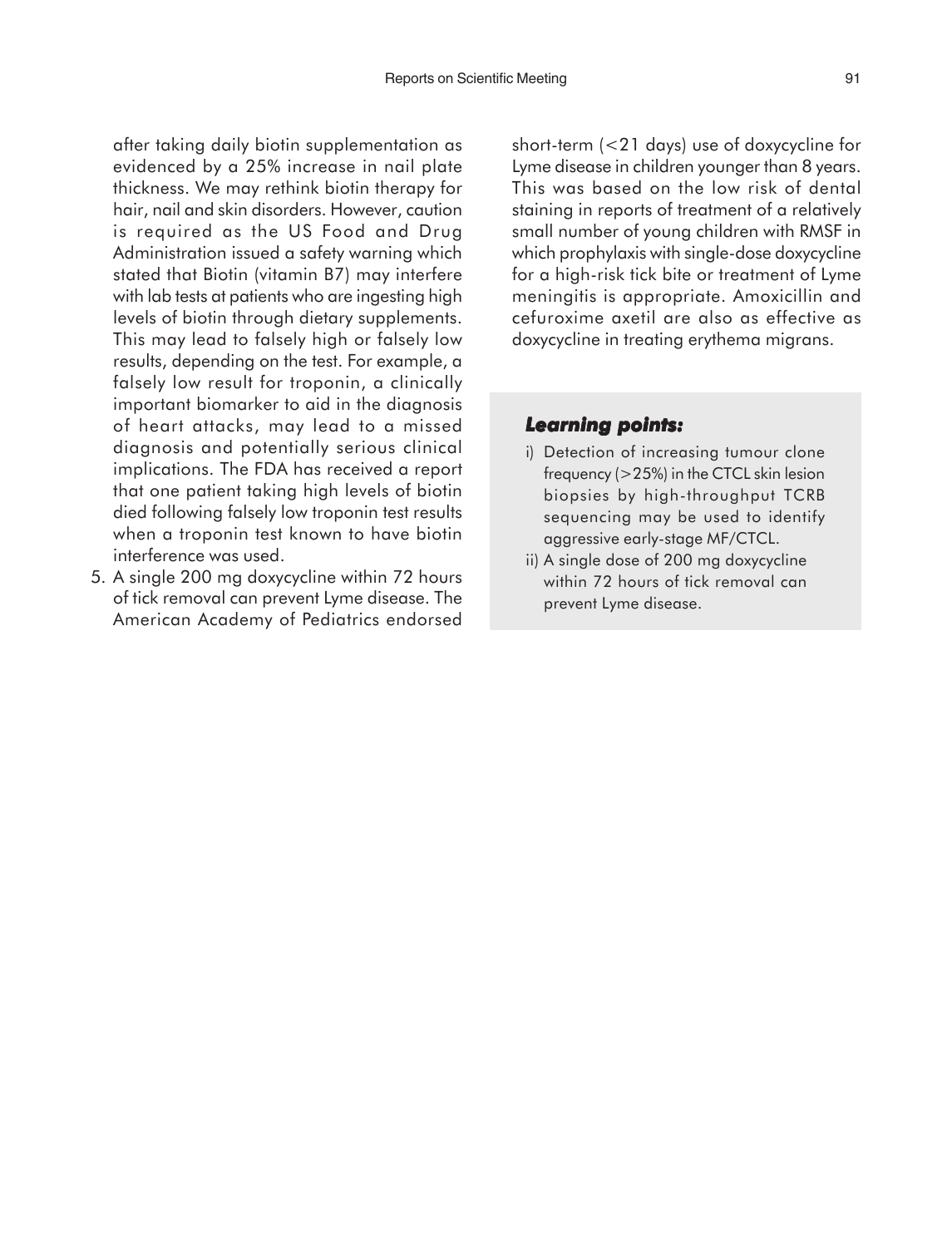after taking daily biotin supplementation as evidenced by a 25% increase in nail plate thickness. We may rethink biotin therapy for hair, nail and skin disorders. However, caution is required as the US Food and Drug Administration issued a safety warning which stated that Biotin (vitamin B7) may interfere with lab tests at patients who are ingesting high levels of biotin through dietary supplements. This may lead to falsely high or falsely low results, depending on the test. For example, a falsely low result for troponin, a clinically important biomarker to aid in the diagnosis of heart attacks, may lead to a missed diagnosis and potentially serious clinical implications. The FDA has received a report that one patient taking high levels of biotin died following falsely low troponin test results when a troponin test known to have biotin interference was used.

5. A single 200 mg doxycycline within 72 hours of tick removal can prevent Lyme disease. The American Academy of Pediatrics endorsed short-term (<21 days) use of doxycycline for Lyme disease in children younger than 8 years. This was based on the low risk of dental staining in reports of treatment of a relatively small number of young children with RMSF in which prophylaxis with single-dose doxycycline for a high-risk tick bite or treatment of Lyme meningitis is appropriate. Amoxicillin and cefuroxime axetil are also as effective as doxycycline in treating erythema migrans.

***Learning points:***

i) Detection of increasing tumour clone frequency (>25%) in the CTCL skin lesion biopsies by high-throughput TCRB sequencing may be used to identify aggressive early-stage MF/CTCL.

ii) A single dose of 200 mg doxycycline within 72 hours of tick removal can prevent Lyme disease.